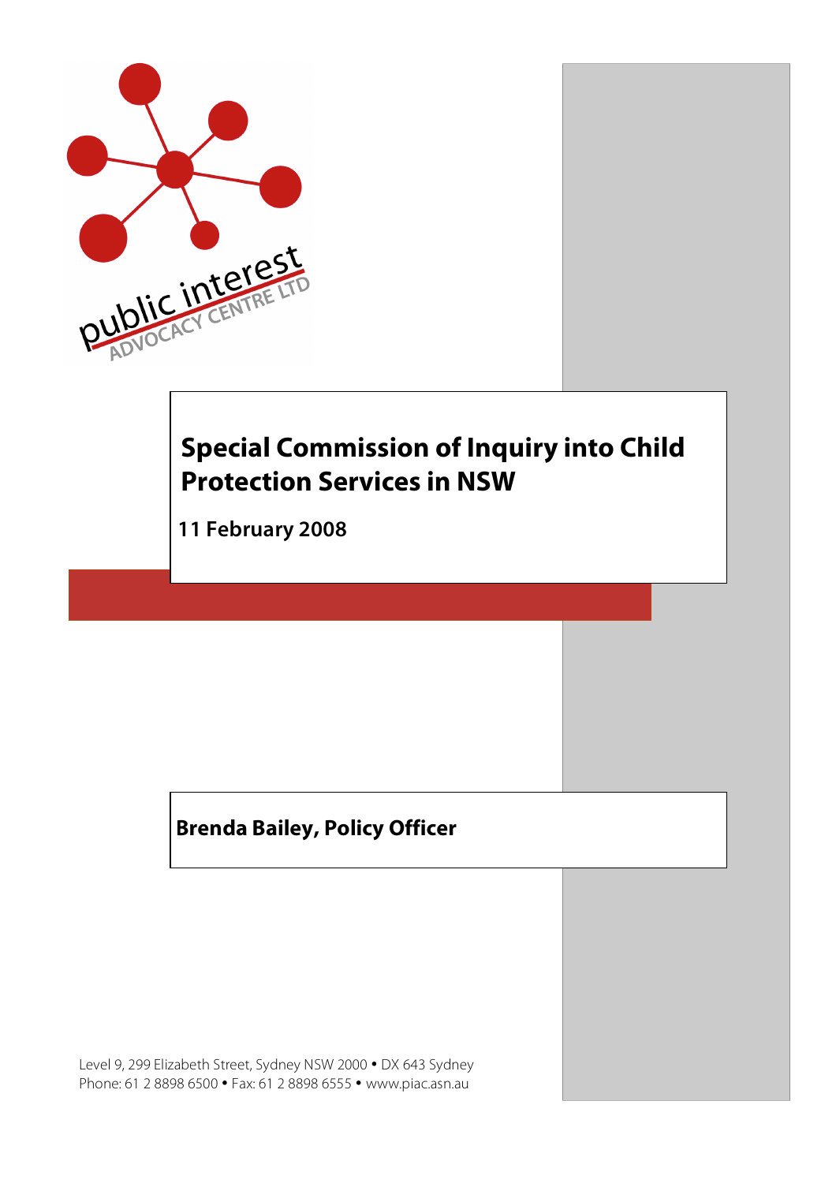public interest ADVOCACY CENTRE LTD

# Special Commission of Inquiry into Child Protection Services in NSW

**11 February 2008**

**Brenda Bailey, Policy Officer**

Level 9, 299 Elizabeth Street, Sydney NSW 2000 • DX 643 Sydney
Phone: 61 2 8898 6500 • Fax: 61 2 8898 6555 • www.piac.asn.au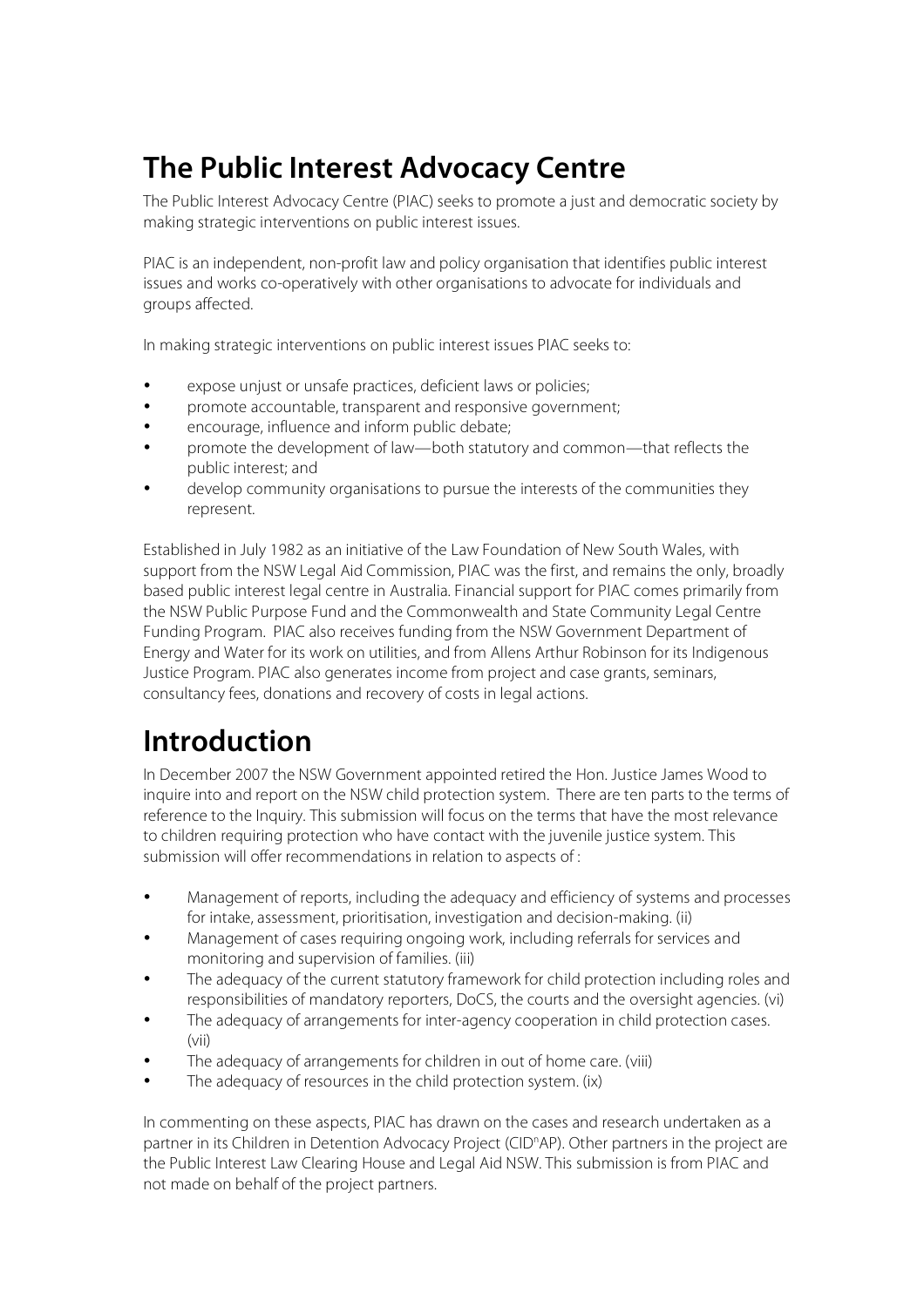# The Public Interest Advocacy Centre

The Public Interest Advocacy Centre (PIAC) seeks to promote a just and democratic society by making strategic interventions on public interest issues.

PIAC is an independent, non-profit law and policy organisation that identifies public interest issues and works co-operatively with other organisations to advocate for individuals and groups affected.

In making strategic interventions on public interest issues PIAC seeks to:

- expose unjust or unsafe practices, deficient laws or policies;
- promote accountable, transparent and responsive government;
- encourage, influence and inform public debate;
- promote the development of law—both statutory and common—that reflects the public interest; and
- develop community organisations to pursue the interests of the communities they represent.

Established in July 1982 as an initiative of the Law Foundation of New South Wales, with support from the NSW Legal Aid Commission, PIAC was the first, and remains the only, broadly based public interest legal centre in Australia. Financial support for PIAC comes primarily from the NSW Public Purpose Fund and the Commonwealth and State Community Legal Centre Funding Program. PIAC also receives funding from the NSW Government Department of Energy and Water for its work on utilities, and from Allens Arthur Robinson for its Indigenous Justice Program. PIAC also generates income from project and case grants, seminars, consultancy fees, donations and recovery of costs in legal actions.

# Introduction

In December 2007 the NSW Government appointed retired the Hon. Justice James Wood to inquire into and report on the NSW child protection system. There are ten parts to the terms of reference to the Inquiry. This submission will focus on the terms that have the most relevance to children requiring protection who have contact with the juvenile justice system. This submission will offer recommendations in relation to aspects of :

- Management of reports, including the adequacy and efficiency of systems and processes for intake, assessment, prioritisation, investigation and decision-making. (ii)
- Management of cases requiring ongoing work, including referrals for services and monitoring and supervision of families. (iii)
- The adequacy of the current statutory framework for child protection including roles and responsibilities of mandatory reporters, DoCS, the courts and the oversight agencies. (vi)
- The adequacy of arrangements for inter-agency cooperation in child protection cases. (vii)
- The adequacy of arrangements for children in out of home care. (viii)
- The adequacy of resources in the child protection system. (ix)

In commenting on these aspects, PIAC has drawn on the cases and research undertaken as a partner in its Children in Detention Advocacy Project (CID$^{n}$AP). Other partners in the project are the Public Interest Law Clearing House and Legal Aid NSW. This submission is from PIAC and not made on behalf of the project partners.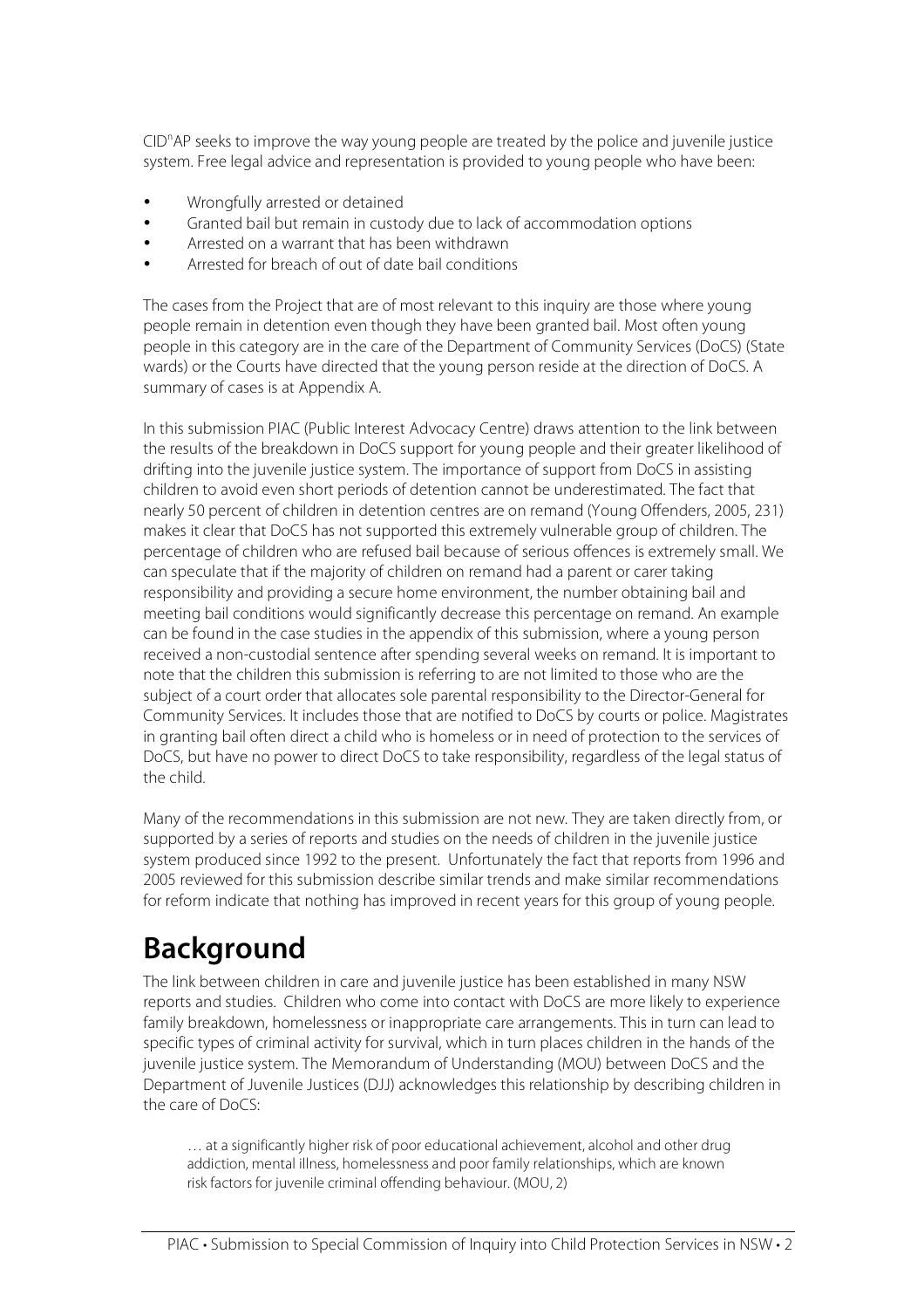CID$^{n}$AP seeks to improve the way young people are treated by the police and juvenile justice system. Free legal advice and representation is provided to young people who have been:

- Wrongfully arrested or detained
- Granted bail but remain in custody due to lack of accommodation options
- Arrested on a warrant that has been withdrawn
- Arrested for breach of out of date bail conditions

The cases from the Project that are of most relevant to this inquiry are those where young people remain in detention even though they have been granted bail. Most often young people in this category are in the care of the Department of Community Services (DoCS) (State wards) or the Courts have directed that the young person reside at the direction of DoCS. A summary of cases is at Appendix A.

In this submission PIAC (Public Interest Advocacy Centre) draws attention to the link between the results of the breakdown in DoCS support for young people and their greater likelihood of drifting into the juvenile justice system. The importance of support from DoCS in assisting children to avoid even short periods of detention cannot be underestimated. The fact that nearly 50 percent of children in detention centres are on remand (Young Offenders, 2005, 231) makes it clear that DoCS has not supported this extremely vulnerable group of children. The percentage of children who are refused bail because of serious offences is extremely small. We can speculate that if the majority of children on remand had a parent or carer taking responsibility and providing a secure home environment, the number obtaining bail and meeting bail conditions would significantly decrease this percentage on remand. An example can be found in the case studies in the appendix of this submission, where a young person received a non-custodial sentence after spending several weeks on remand. It is important to note that the children this submission is referring to are not limited to those who are the subject of a court order that allocates sole parental responsibility to the Director-General for Community Services. It includes those that are notified to DoCS by courts or police. Magistrates in granting bail often direct a child who is homeless or in need of protection to the services of DoCS, but have no power to direct DoCS to take responsibility, regardless of the legal status of the child.

Many of the recommendations in this submission are not new. They are taken directly from, or supported by a series of reports and studies on the needs of children in the juvenile justice system produced since 1992 to the present. Unfortunately the fact that reports from 1996 and 2005 reviewed for this submission describe similar trends and make similar recommendations for reform indicate that nothing has improved in recent years for this group of young people.

# Background

The link between children in care and juvenile justice has been established in many NSW reports and studies. Children who come into contact with DoCS are more likely to experience family breakdown, homelessness or inappropriate care arrangements. This in turn can lead to specific types of criminal activity for survival, which in turn places children in the hands of the juvenile justice system. The Memorandum of Understanding (MOU) between DoCS and the Department of Juvenile Justices (DJJ) acknowledges this relationship by describing children in the care of DoCS:

> … at a significantly higher risk of poor educational achievement, alcohol and other drug addiction, mental illness, homelessness and poor family relationships, which are known risk factors for juvenile criminal offending behaviour. (MOU, 2)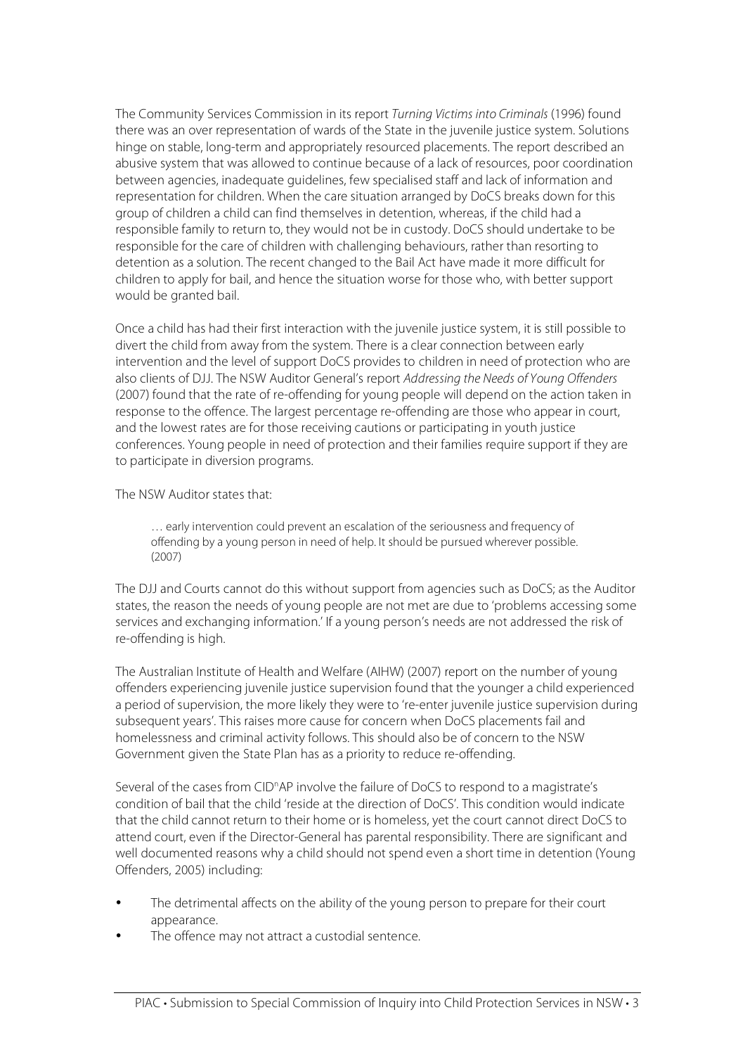The Community Services Commission in its report *Turning Victims into Criminals* (1996) found there was an over representation of wards of the State in the juvenile justice system. Solutions hinge on stable, long-term and appropriately resourced placements. The report described an abusive system that was allowed to continue because of a lack of resources, poor coordination between agencies, inadequate guidelines, few specialised staff and lack of information and representation for children. When the care situation arranged by DoCS breaks down for this group of children a child can find themselves in detention, whereas, if the child had a responsible family to return to, they would not be in custody. DoCS should undertake to be responsible for the care of children with challenging behaviours, rather than resorting to detention as a solution. The recent changed to the Bail Act have made it more difficult for children to apply for bail, and hence the situation worse for those who, with better support would be granted bail.

Once a child has had their first interaction with the juvenile justice system, it is still possible to divert the child from away from the system. There is a clear connection between early intervention and the level of support DoCS provides to children in need of protection who are also clients of DJJ. The NSW Auditor General's report *Addressing the Needs of Young Offenders* (2007) found that the rate of re-offending for young people will depend on the action taken in response to the offence. The largest percentage re-offending are those who appear in court, and the lowest rates are for those receiving cautions or participating in youth justice conferences. Young people in need of protection and their families require support if they are to participate in diversion programs.

The NSW Auditor states that:

> … early intervention could prevent an escalation of the seriousness and frequency of offending by a young person in need of help. It should be pursued wherever possible. (2007)

The DJJ and Courts cannot do this without support from agencies such as DoCS; as the Auditor states, the reason the needs of young people are not met are due to 'problems accessing some services and exchanging information.' If a young person's needs are not addressed the risk of re-offending is high.

The Australian Institute of Health and Welfare (AIHW) (2007) report on the number of young offenders experiencing juvenile justice supervision found that the younger a child experienced a period of supervision, the more likely they were to 're-enter juvenile justice supervision during subsequent years'. This raises more cause for concern when DoCS placements fail and homelessness and criminal activity follows. This should also be of concern to the NSW Government given the State Plan has as a priority to reduce re-offending.

Several of the cases from CID[n]AP involve the failure of DoCS to respond to a magistrate's condition of bail that the child 'reside at the direction of DoCS'. This condition would indicate that the child cannot return to their home or is homeless, yet the court cannot direct DoCS to attend court, even if the Director-General has parental responsibility. There are significant and well documented reasons why a child should not spend even a short time in detention (Young Offenders, 2005) including:

- The detrimental affects on the ability of the young person to prepare for their court appearance.
- The offence may not attract a custodial sentence.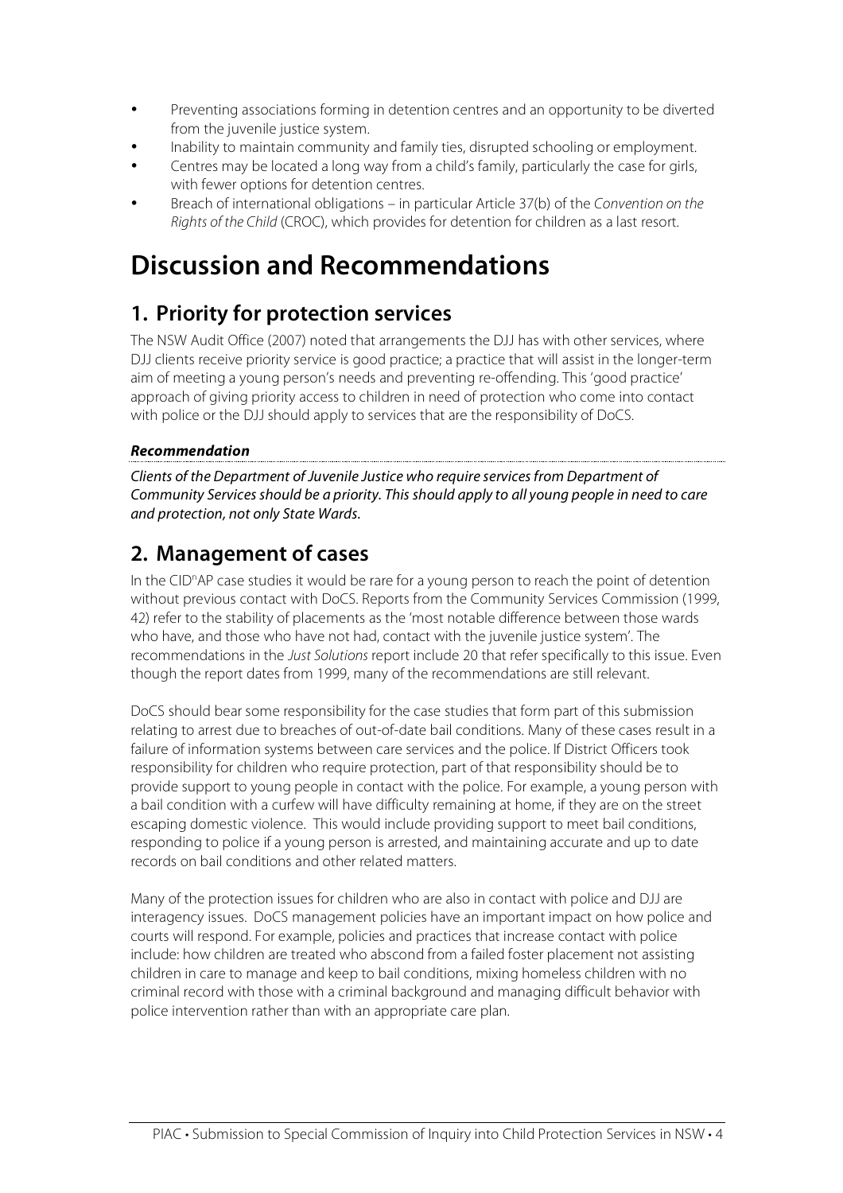- Preventing associations forming in detention centres and an opportunity to be diverted from the juvenile justice system.
- Inability to maintain community and family ties, disrupted schooling or employment.
- Centres may be located a long way from a child's family, particularly the case for girls, with fewer options for detention centres.
- Breach of international obligations – in particular Article 37(b) of the *Convention on the Rights of the Child* (CROC), which provides for detention for children as a last resort.

# Discussion and Recommendations

## 1. Priority for protection services

The NSW Audit Office (2007) noted that arrangements the DJJ has with other services, where DJJ clients receive priority service is good practice; a practice that will assist in the longer-term aim of meeting a young person's needs and preventing re-offending. This 'good practice' approach of giving priority access to children in need of protection who come into contact with police or the DJJ should apply to services that are the responsibility of DoCS.

***Recommendation***

*Clients of the Department of Juvenile Justice who require services from Department of Community Services should be a priority. This should apply to all young people in need to care and protection, not only State Wards.*

## 2. Management of cases

In the CID$^{n}$AP case studies it would be rare for a young person to reach the point of detention without previous contact with DoCS. Reports from the Community Services Commission (1999, 42) refer to the stability of placements as the 'most notable difference between those wards who have, and those who have not had, contact with the juvenile justice system'. The recommendations in the *Just Solutions* report include 20 that refer specifically to this issue. Even though the report dates from 1999, many of the recommendations are still relevant.

DoCS should bear some responsibility for the case studies that form part of this submission relating to arrest due to breaches of out-of-date bail conditions. Many of these cases result in a failure of information systems between care services and the police. If District Officers took responsibility for children who require protection, part of that responsibility should be to provide support to young people in contact with the police. For example, a young person with a bail condition with a curfew will have difficulty remaining at home, if they are on the street escaping domestic violence. This would include providing support to meet bail conditions, responding to police if a young person is arrested, and maintaining accurate and up to date records on bail conditions and other related matters.

Many of the protection issues for children who are also in contact with police and DJJ are interagency issues. DoCS management policies have an important impact on how police and courts will respond. For example, policies and practices that increase contact with police include: how children are treated who abscond from a failed foster placement not assisting children in care to manage and keep to bail conditions, mixing homeless children with no criminal record with those with a criminal background and managing difficult behavior with police intervention rather than with an appropriate care plan.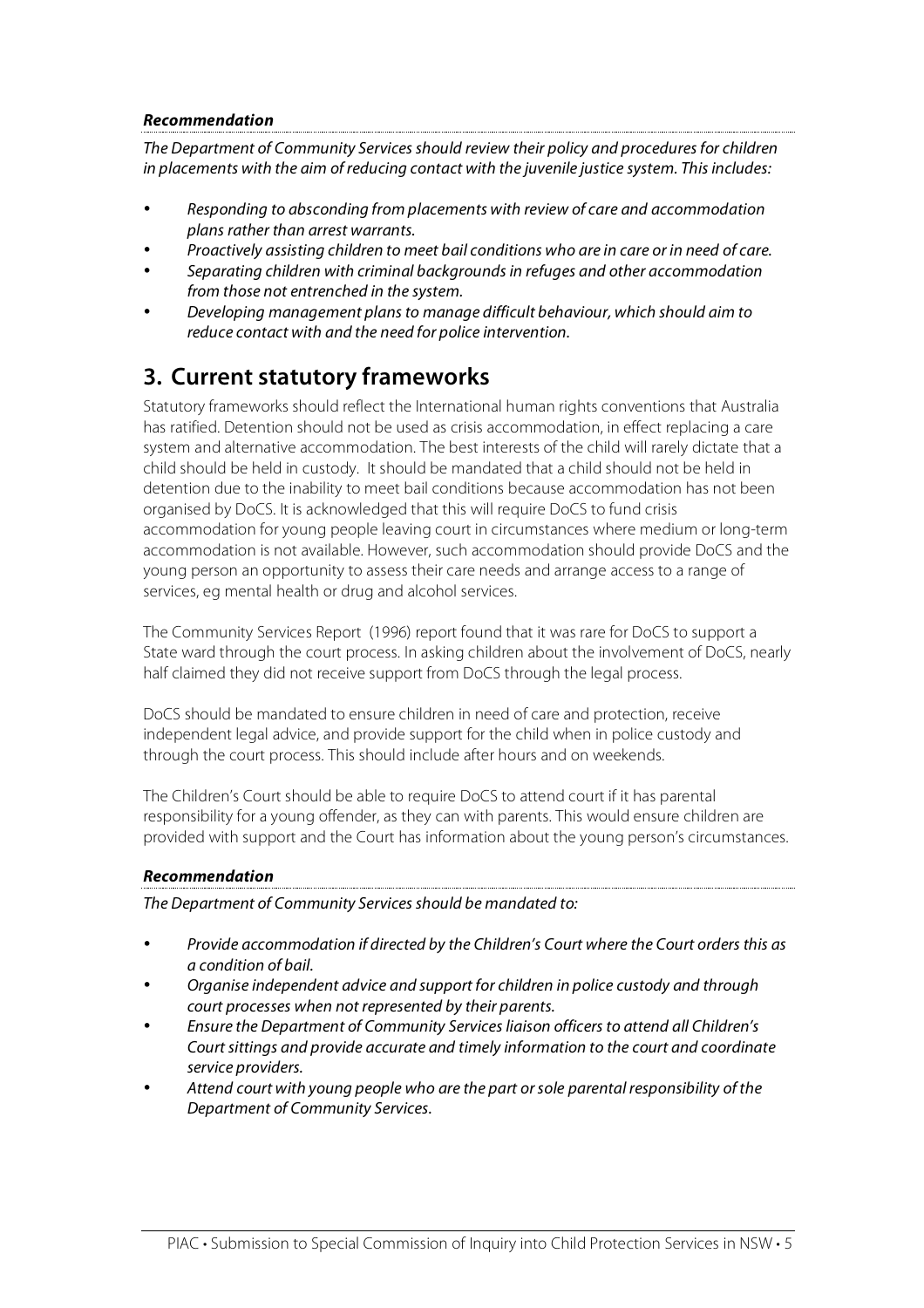***Recommendation***

*The Department of Community Services should review their policy and procedures for children in placements with the aim of reducing contact with the juvenile justice system. This includes:*

- *Responding to absconding from placements with review of care and accommodation plans rather than arrest warrants.*
- *Proactively assisting children to meet bail conditions who are in care or in need of care.*
- *Separating children with criminal backgrounds in refuges and other accommodation from those not entrenched in the system.*
- *Developing management plans to manage difficult behaviour, which should aim to reduce contact with and the need for police intervention.*

## 3. Current statutory frameworks

Statutory frameworks should reflect the International human rights conventions that Australia has ratified. Detention should not be used as crisis accommodation, in effect replacing a care system and alternative accommodation. The best interests of the child will rarely dictate that a child should be held in custody. It should be mandated that a child should not be held in detention due to the inability to meet bail conditions because accommodation has not been organised by DoCS. It is acknowledged that this will require DoCS to fund crisis accommodation for young people leaving court in circumstances where medium or long-term accommodation is not available. However, such accommodation should provide DoCS and the young person an opportunity to assess their care needs and arrange access to a range of services, eg mental health or drug and alcohol services.

The Community Services Report (1996) report found that it was rare for DoCS to support a State ward through the court process. In asking children about the involvement of DoCS, nearly half claimed they did not receive support from DoCS through the legal process.

DoCS should be mandated to ensure children in need of care and protection, receive independent legal advice, and provide support for the child when in police custody and through the court process. This should include after hours and on weekends.

The Children's Court should be able to require DoCS to attend court if it has parental responsibility for a young offender, as they can with parents. This would ensure children are provided with support and the Court has information about the young person's circumstances.

***Recommendation***

*The Department of Community Services should be mandated to:*

- *Provide accommodation if directed by the Children's Court where the Court orders this as a condition of bail.*
- *Organise independent advice and support for children in police custody and through court processes when not represented by their parents.*
- *Ensure the Department of Community Services liaison officers to attend all Children's Court sittings and provide accurate and timely information to the court and coordinate service providers.*
- *Attend court with young people who are the part or sole parental responsibility of the Department of Community Services.*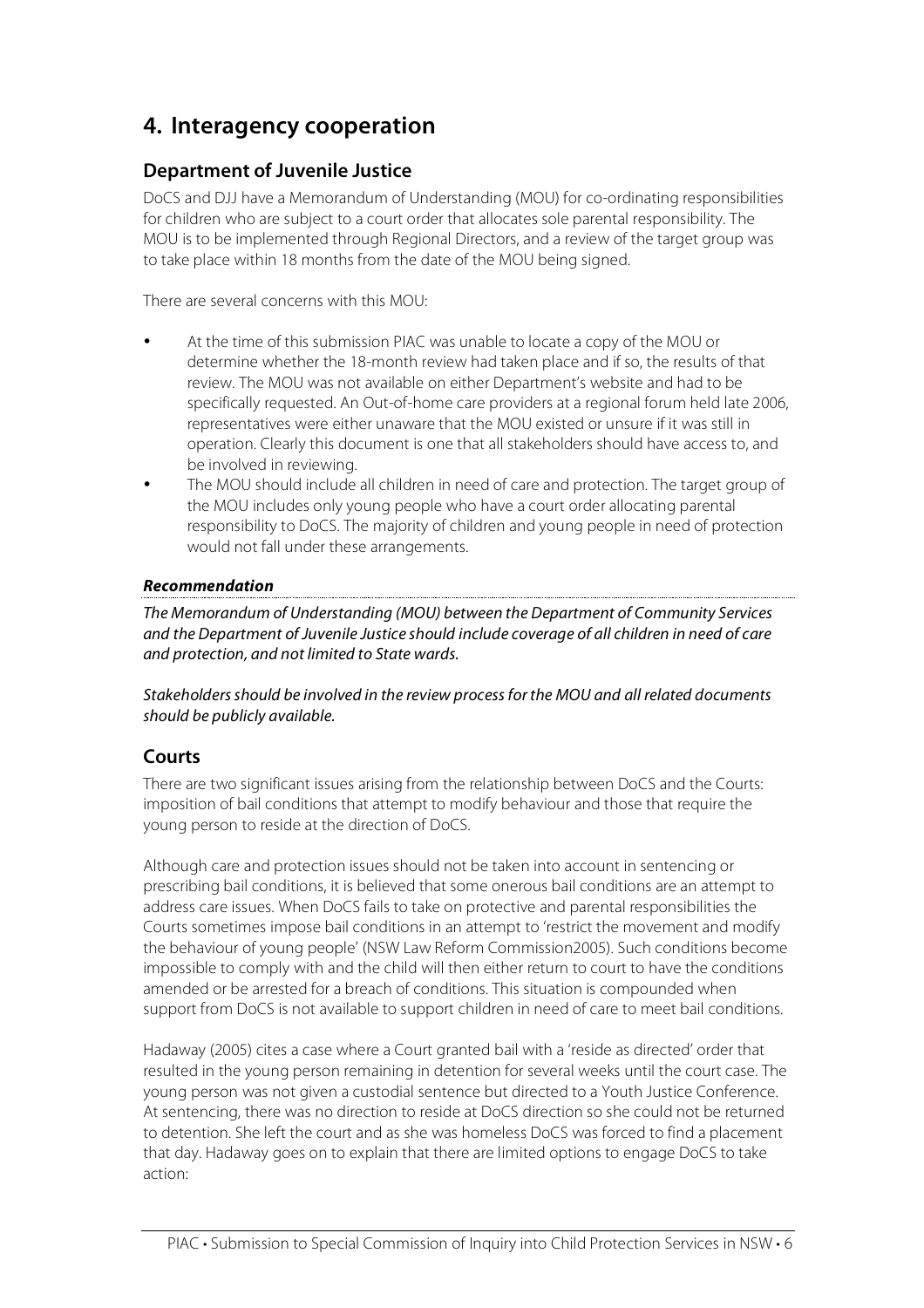# 4. Interagency cooperation

## Department of Juvenile Justice

DoCS and DJJ have a Memorandum of Understanding (MOU) for co-ordinating responsibilities for children who are subject to a court order that allocates sole parental responsibility. The MOU is to be implemented through Regional Directors, and a review of the target group was to take place within 18 months from the date of the MOU being signed.

There are several concerns with this MOU:

- At the time of this submission PIAC was unable to locate a copy of the MOU or determine whether the 18-month review had taken place and if so, the results of that review. The MOU was not available on either Department's website and had to be specifically requested. An Out-of-home care providers at a regional forum held late 2006, representatives were either unaware that the MOU existed or unsure if it was still in operation. Clearly this document is one that all stakeholders should have access to, and be involved in reviewing.
- The MOU should include all children in need of care and protection. The target group of the MOU includes only young people who have a court order allocating parental responsibility to DoCS. The majority of children and young people in need of protection would not fall under these arrangements.

***Recommendation***

*The Memorandum of Understanding (MOU) between the Department of Community Services and the Department of Juvenile Justice should include coverage of all children in need of care and protection, and not limited to State wards.*

*Stakeholders should be involved in the review process for the MOU and all related documents should be publicly available.*

## Courts

There are two significant issues arising from the relationship between DoCS and the Courts: imposition of bail conditions that attempt to modify behaviour and those that require the young person to reside at the direction of DoCS.

Although care and protection issues should not be taken into account in sentencing or prescribing bail conditions, it is believed that some onerous bail conditions are an attempt to address care issues. When DoCS fails to take on protective and parental responsibilities the Courts sometimes impose bail conditions in an attempt to 'restrict the movement and modify the behaviour of young people' (NSW Law Reform Commission2005). Such conditions become impossible to comply with and the child will then either return to court to have the conditions amended or be arrested for a breach of conditions. This situation is compounded when support from DoCS is not available to support children in need of care to meet bail conditions.

Hadaway (2005) cites a case where a Court granted bail with a 'reside as directed' order that resulted in the young person remaining in detention for several weeks until the court case. The young person was not given a custodial sentence but directed to a Youth Justice Conference. At sentencing, there was no direction to reside at DoCS direction so she could not be returned to detention. She left the court and as she was homeless DoCS was forced to find a placement that day. Hadaway goes on to explain that there are limited options to engage DoCS to take action: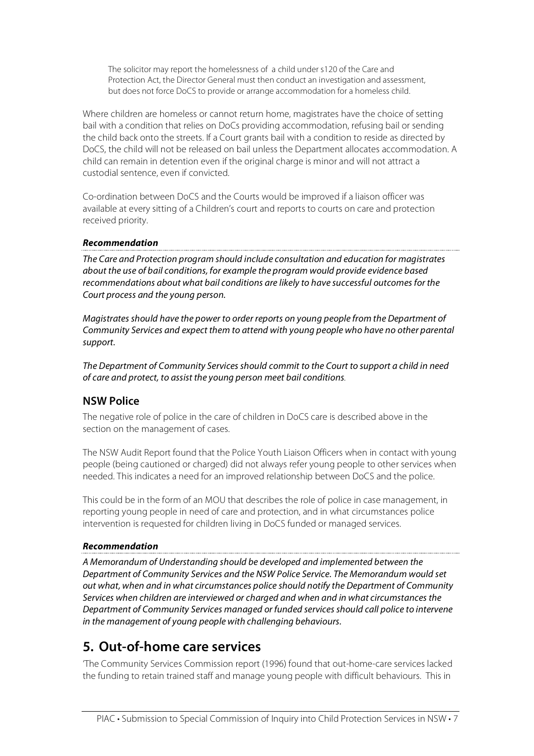> The solicitor may report the homelessness of a child under s120 of the Care and Protection Act, the Director General must then conduct an investigation and assessment, but does not force DoCS to provide or arrange accommodation for a homeless child.

Where children are homeless or cannot return home, magistrates have the choice of setting bail with a condition that relies on DoCs providing accommodation, refusing bail or sending the child back onto the streets. If a Court grants bail with a condition to reside as directed by DoCS, the child will not be released on bail unless the Department allocates accommodation. A child can remain in detention even if the original charge is minor and will not attract a custodial sentence, even if convicted.

Co-ordination between DoCS and the Courts would be improved if a liaison officer was available at every sitting of a Children's court and reports to courts on care and protection received priority.

***Recommendation***

*The Care and Protection program should include consultation and education for magistrates about the use of bail conditions, for example the program would provide evidence based recommendations about what bail conditions are likely to have successful outcomes for the Court process and the young person.*

*Magistrates should have the power to order reports on young people from the Department of Community Services and expect them to attend with young people who have no other parental support.*

*The Department of Community Services should commit to the Court to support a child in need of care and protect, to assist the young person meet bail conditions.*

### NSW Police

The negative role of police in the care of children in DoCS care is described above in the section on the management of cases.

The NSW Audit Report found that the Police Youth Liaison Officers when in contact with young people (being cautioned or charged) did not always refer young people to other services when needed. This indicates a need for an improved relationship between DoCS and the police.

This could be in the form of an MOU that describes the role of police in case management, in reporting young people in need of care and protection, and in what circumstances police intervention is requested for children living in DoCS funded or managed services.

***Recommendation***

*A Memorandum of Understanding should be developed and implemented between the Department of Community Services and the NSW Police Service. The Memorandum would set out what, when and in what circumstances police should notify the Department of Community Services when children are interviewed or charged and when and in what circumstances the Department of Community Services managed or funded services should call police to intervene in the management of young people with challenging behaviours.*

## 5. Out-of-home care services

'The Community Services Commission report (1996) found that out-home-care services lacked the funding to retain trained staff and manage young people with difficult behaviours. This in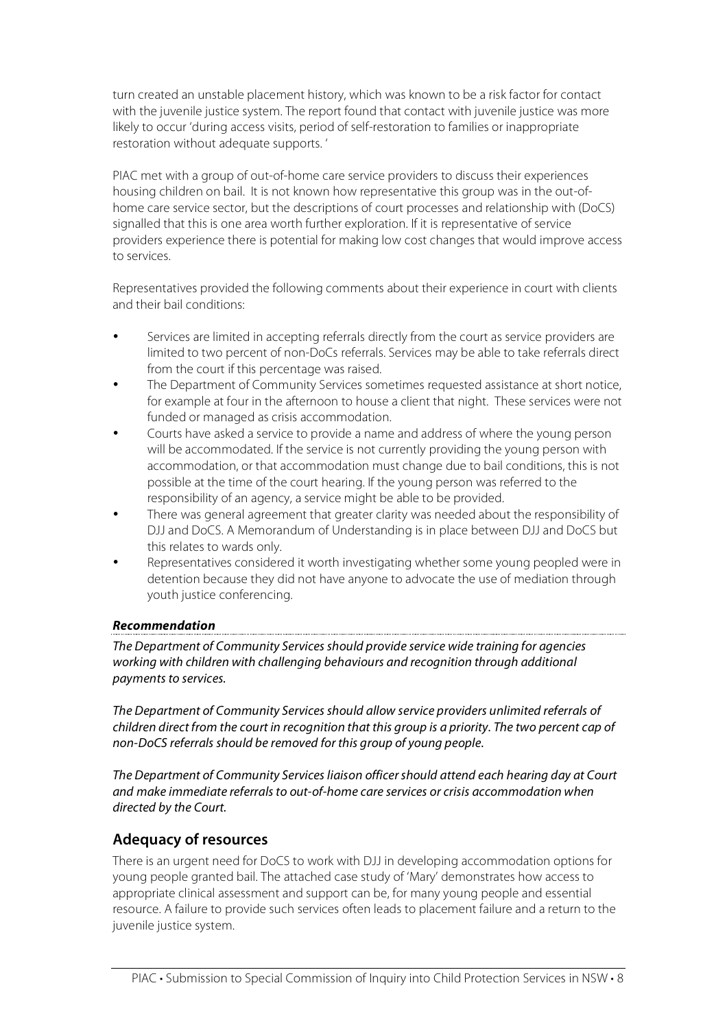turn created an unstable placement history, which was known to be a risk factor for contact with the juvenile justice system. The report found that contact with juvenile justice was more likely to occur 'during access visits, period of self-restoration to families or inappropriate restoration without adequate supports. '

PIAC met with a group of out-of-home care service providers to discuss their experiences housing children on bail. It is not known how representative this group was in the out-of-home care service sector, but the descriptions of court processes and relationship with (DoCS) signalled that this is one area worth further exploration. If it is representative of service providers experience there is potential for making low cost changes that would improve access to services.

Representatives provided the following comments about their experience in court with clients and their bail conditions:

- Services are limited in accepting referrals directly from the court as service providers are limited to two percent of non-DoCs referrals. Services may be able to take referrals direct from the court if this percentage was raised.
- The Department of Community Services sometimes requested assistance at short notice, for example at four in the afternoon to house a client that night. These services were not funded or managed as crisis accommodation.
- Courts have asked a service to provide a name and address of where the young person will be accommodated. If the service is not currently providing the young person with accommodation, or that accommodation must change due to bail conditions, this is not possible at the time of the court hearing. If the young person was referred to the responsibility of an agency, a service might be able to be provided.
- There was general agreement that greater clarity was needed about the responsibility of DJJ and DoCS. A Memorandum of Understanding is in place between DJJ and DoCS but this relates to wards only.
- Representatives considered it worth investigating whether some young peopled were in detention because they did not have anyone to advocate the use of mediation through youth justice conferencing.

***Recommendation***

*The Department of Community Services should provide service wide training for agencies working with children with challenging behaviours and recognition through additional payments to services.*

*The Department of Community Services should allow service providers unlimited referrals of children direct from the court in recognition that this group is a priority. The two percent cap of non-DoCS referrals should be removed for this group of young people.*

*The Department of Community Services liaison officer should attend each hearing day at Court and make immediate referrals to out-of-home care services or crisis accommodation when directed by the Court.*

## Adequacy of resources

There is an urgent need for DoCS to work with DJJ in developing accommodation options for young people granted bail. The attached case study of 'Mary' demonstrates how access to appropriate clinical assessment and support can be, for many young people and essential resource. A failure to provide such services often leads to placement failure and a return to the juvenile justice system.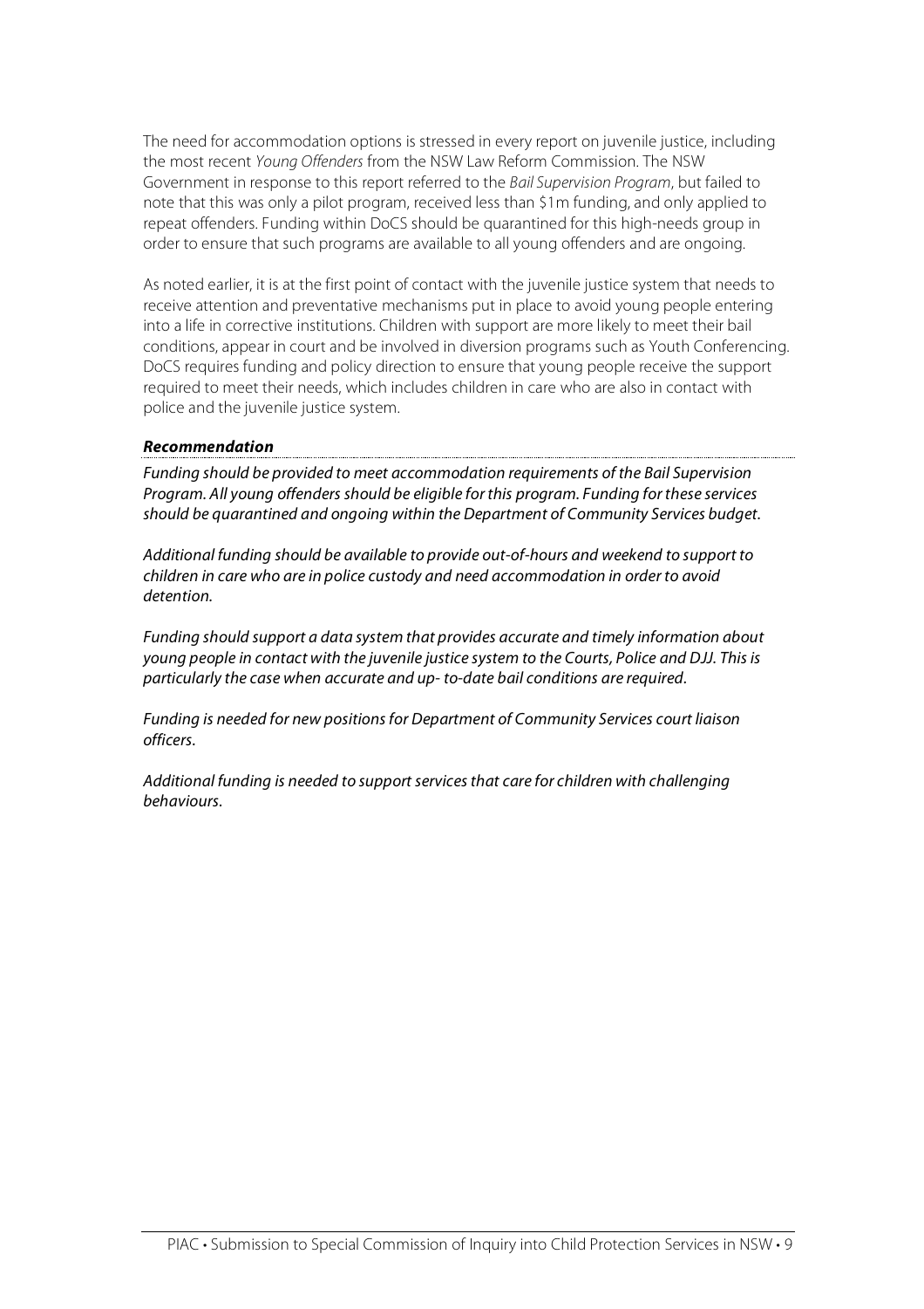The need for accommodation options is stressed in every report on juvenile justice, including the most recent *Young Offenders* from the NSW Law Reform Commission. The NSW Government in response to this report referred to the *Bail Supervision Program*, but failed to note that this was only a pilot program, received less than $1m funding, and only applied to repeat offenders. Funding within DoCS should be quarantined for this high-needs group in order to ensure that such programs are available to all young offenders and are ongoing.

As noted earlier, it is at the first point of contact with the juvenile justice system that needs to receive attention and preventative mechanisms put in place to avoid young people entering into a life in corrective institutions. Children with support are more likely to meet their bail conditions, appear in court and be involved in diversion programs such as Youth Conferencing. DoCS requires funding and policy direction to ensure that young people receive the support required to meet their needs, which includes children in care who are also in contact with police and the juvenile justice system.

***Recommendation***

*Funding should be provided to meet accommodation requirements of the Bail Supervision Program. All young offenders should be eligible for this program. Funding for these services should be quarantined and ongoing within the Department of Community Services budget.*

*Additional funding should be available to provide out-of-hours and weekend to support to children in care who are in police custody and need accommodation in order to avoid detention.*

*Funding should support a data system that provides accurate and timely information about young people in contact with the juvenile justice system to the Courts, Police and DJJ. This is particularly the case when accurate and up- to-date bail conditions are required.*

*Funding is needed for new positions for Department of Community Services court liaison officers.*

*Additional funding is needed to support services that care for children with challenging behaviours.*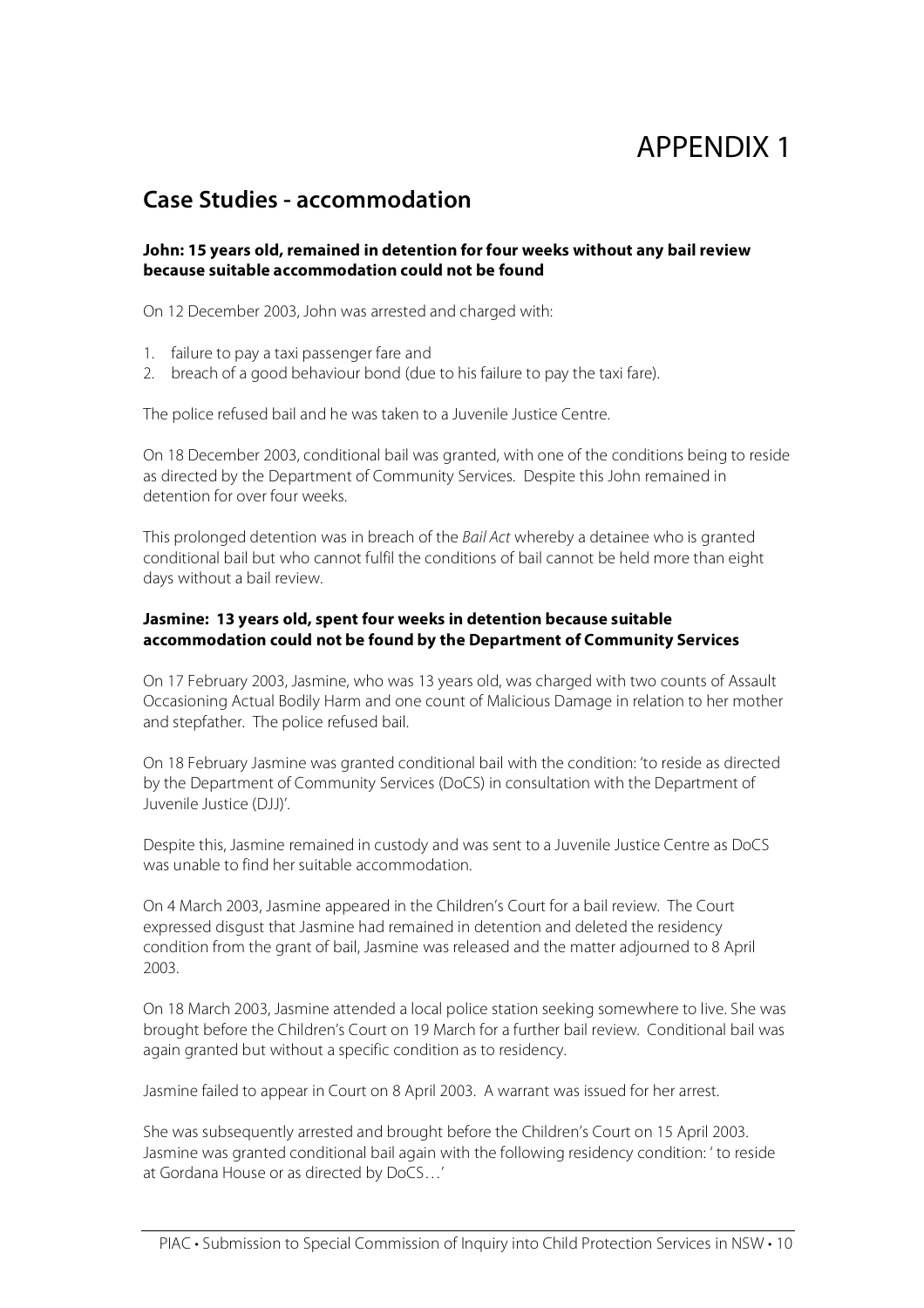# APPENDIX 1

## Case Studies - accommodation

**John: 15 years old, remained in detention for four weeks without any bail review because suitable accommodation could not be found**

On 12 December 2003, John was arrested and charged with:

1. failure to pay a taxi passenger fare and
2. breach of a good behaviour bond (due to his failure to pay the taxi fare).

The police refused bail and he was taken to a Juvenile Justice Centre.

On 18 December 2003, conditional bail was granted, with one of the conditions being to reside as directed by the Department of Community Services. Despite this John remained in detention for over four weeks.

This prolonged detention was in breach of the *Bail Act* whereby a detainee who is granted conditional bail but who cannot fulfil the conditions of bail cannot be held more than eight days without a bail review.

**Jasmine: 13 years old, spent four weeks in detention because suitable accommodation could not be found by the Department of Community Services**

On 17 February 2003, Jasmine, who was 13 years old, was charged with two counts of Assault Occasioning Actual Bodily Harm and one count of Malicious Damage in relation to her mother and stepfather. The police refused bail.

On 18 February Jasmine was granted conditional bail with the condition: 'to reside as directed by the Department of Community Services (DoCS) in consultation with the Department of Juvenile Justice (DJJ)'.

Despite this, Jasmine remained in custody and was sent to a Juvenile Justice Centre as DoCS was unable to find her suitable accommodation.

On 4 March 2003, Jasmine appeared in the Children's Court for a bail review. The Court expressed disgust that Jasmine had remained in detention and deleted the residency condition from the grant of bail, Jasmine was released and the matter adjourned to 8 April 2003.

On 18 March 2003, Jasmine attended a local police station seeking somewhere to live. She was brought before the Children's Court on 19 March for a further bail review. Conditional bail was again granted but without a specific condition as to residency.

Jasmine failed to appear in Court on 8 April 2003. A warrant was issued for her arrest.

She was subsequently arrested and brought before the Children's Court on 15 April 2003. Jasmine was granted conditional bail again with the following residency condition: ' to reside at Gordana House or as directed by DoCS…'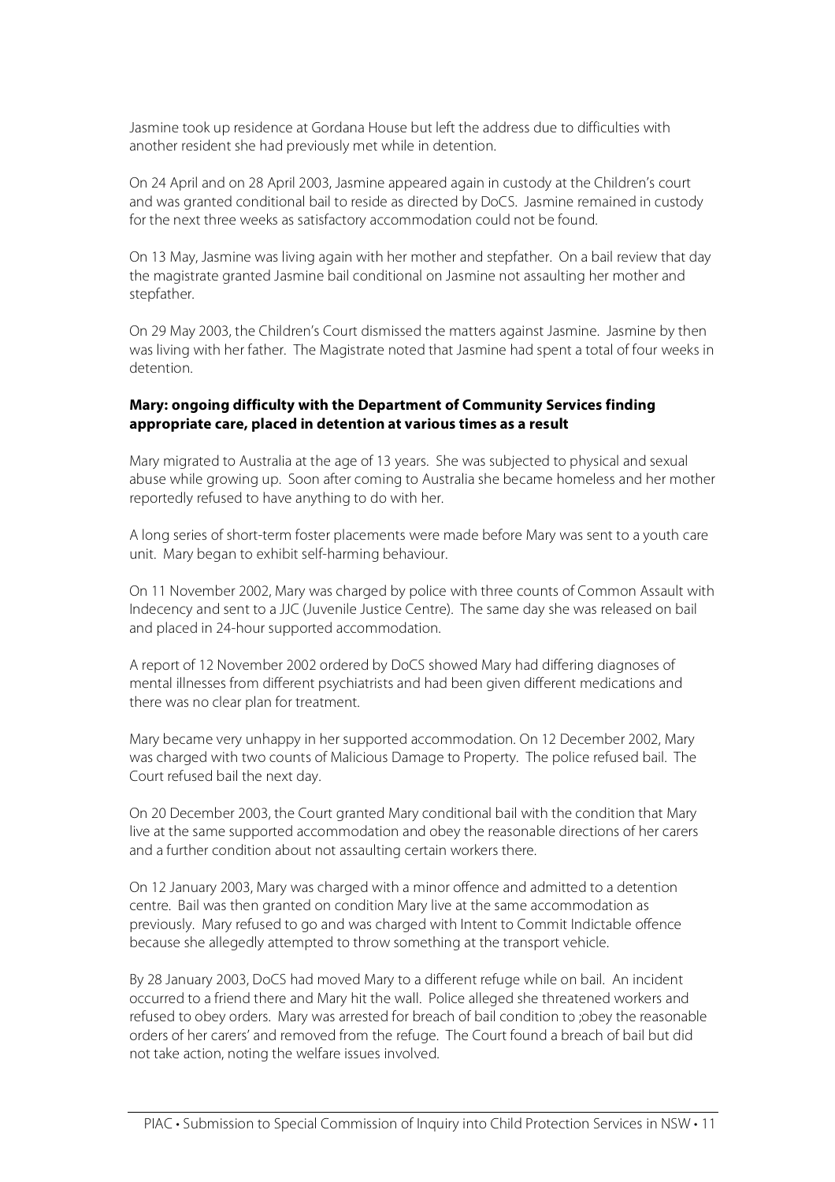Jasmine took up residence at Gordana House but left the address due to difficulties with another resident she had previously met while in detention.

On 24 April and on 28 April 2003, Jasmine appeared again in custody at the Children's court and was granted conditional bail to reside as directed by DoCS. Jasmine remained in custody for the next three weeks as satisfactory accommodation could not be found.

On 13 May, Jasmine was living again with her mother and stepfather. On a bail review that day the magistrate granted Jasmine bail conditional on Jasmine not assaulting her mother and stepfather.

On 29 May 2003, the Children's Court dismissed the matters against Jasmine. Jasmine by then was living with her father. The Magistrate noted that Jasmine had spent a total of four weeks in detention.

**Mary: ongoing difficulty with the Department of Community Services finding appropriate care, placed in detention at various times as a result**

Mary migrated to Australia at the age of 13 years. She was subjected to physical and sexual abuse while growing up. Soon after coming to Australia she became homeless and her mother reportedly refused to have anything to do with her.

A long series of short-term foster placements were made before Mary was sent to a youth care unit. Mary began to exhibit self-harming behaviour.

On 11 November 2002, Mary was charged by police with three counts of Common Assault with Indecency and sent to a JJC (Juvenile Justice Centre). The same day she was released on bail and placed in 24-hour supported accommodation.

A report of 12 November 2002 ordered by DoCS showed Mary had differing diagnoses of mental illnesses from different psychiatrists and had been given different medications and there was no clear plan for treatment.

Mary became very unhappy in her supported accommodation. On 12 December 2002, Mary was charged with two counts of Malicious Damage to Property. The police refused bail. The Court refused bail the next day.

On 20 December 2003, the Court granted Mary conditional bail with the condition that Mary live at the same supported accommodation and obey the reasonable directions of her carers and a further condition about not assaulting certain workers there.

On 12 January 2003, Mary was charged with a minor offence and admitted to a detention centre. Bail was then granted on condition Mary live at the same accommodation as previously. Mary refused to go and was charged with Intent to Commit Indictable offence because she allegedly attempted to throw something at the transport vehicle.

By 28 January 2003, DoCS had moved Mary to a different refuge while on bail. An incident occurred to a friend there and Mary hit the wall. Police alleged she threatened workers and refused to obey orders. Mary was arrested for breach of bail condition to ;obey the reasonable orders of her carers' and removed from the refuge. The Court found a breach of bail but did not take action, noting the welfare issues involved.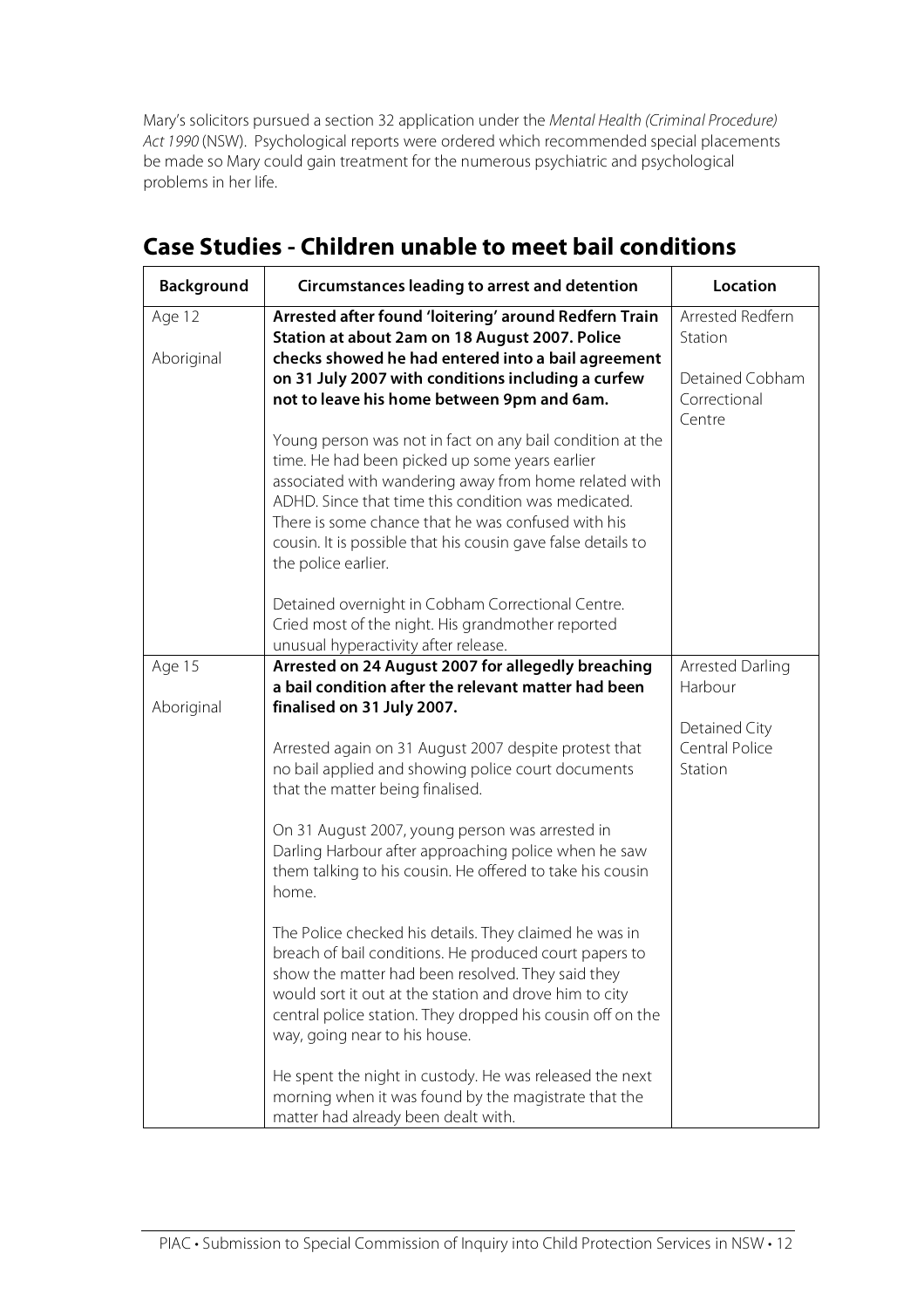Mary's solicitors pursued a section 32 application under the *Mental Health (Criminal Procedure) Act 1990* (NSW). Psychological reports were ordered which recommended special placements be made so Mary could gain treatment for the numerous psychiatric and psychological problems in her life.

## Case Studies - Children unable to meet bail conditions

| Background | Circumstances leading to arrest and detention | Location |
|---|---|---|
| Age 12<br><br>Aboriginal | **Arrested after found 'loitering' around Redfern Train Station at about 2am on 18 August 2007. Police checks showed he had entered into a bail agreement on 31 July 2007 with conditions including a curfew not to leave his home between 9pm and 6am.**<br><br>Young person was not in fact on any bail condition at the time. He had been picked up some years earlier associated with wandering away from home related with ADHD. Since that time this condition was medicated. There is some chance that he was confused with his cousin. It is possible that his cousin gave false details to the police earlier.<br><br>Detained overnight in Cobham Correctional Centre. Cried most of the night. His grandmother reported unusual hyperactivity after release. | Arrested Redfern Station<br><br>Detained Cobham Correctional Centre |
| Age 15<br><br>Aboriginal | **Arrested on 24 August 2007 for allegedly breaching a bail condition after the relevant matter had been finalised on 31 July 2007.**<br><br>Arrested again on 31 August 2007 despite protest that no bail applied and showing police court documents that the matter being finalised.<br><br>On 31 August 2007, young person was arrested in Darling Harbour after approaching police when he saw them talking to his cousin. He offered to take his cousin home.<br><br>The Police checked his details. They claimed he was in breach of bail conditions. He produced court papers to show the matter had been resolved. They said they would sort it out at the station and drove him to city central police station. They dropped his cousin off on the way, going near to his house.<br><br>He spent the night in custody. He was released the next morning when it was found by the magistrate that the matter had already been dealt with. | Arrested Darling Harbour<br><br>Detained City Central Police Station |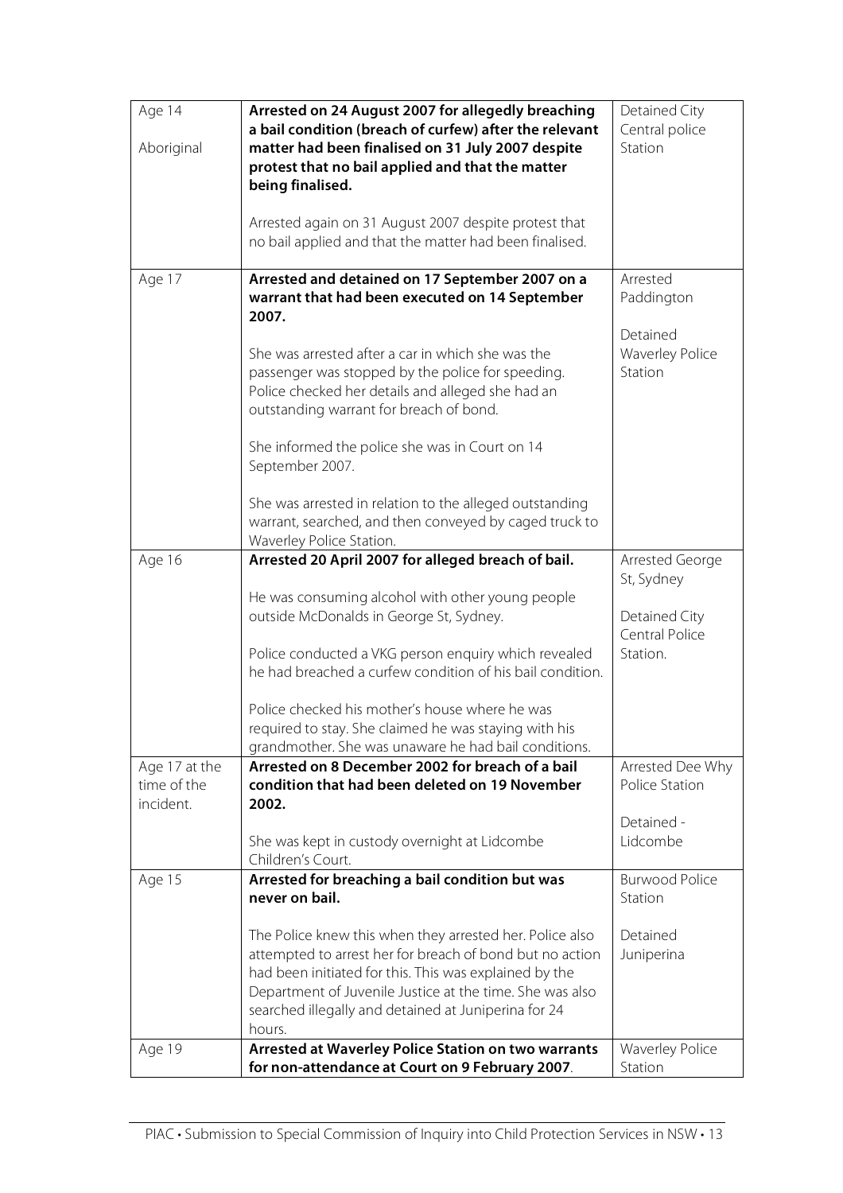| | | |
|---|---|---|
| Age 14<br><br>Aboriginal | **Arrested on 24 August 2007 for allegedly breaching a bail condition (breach of curfew) after the relevant matter had been finalised on 31 July 2007 despite protest that no bail applied and that the matter being finalised.**<br><br>Arrested again on 31 August 2007 despite protest that no bail applied and that the matter had been finalised. | Detained City Central police Station |
| Age 17 | **Arrested and detained on 17 September 2007 on a warrant that had been executed on 14 September 2007.**<br><br>She was arrested after a car in which she was the passenger was stopped by the police for speeding. Police checked her details and alleged she had an outstanding warrant for breach of bond.<br><br>She informed the police she was in Court on 14 September 2007.<br><br>She was arrested in relation to the alleged outstanding warrant, searched, and then conveyed by caged truck to Waverley Police Station. | Arrested Paddington<br><br>Detained Waverley Police Station |
| Age 16 | **Arrested 20 April 2007 for alleged breach of bail.**<br><br>He was consuming alcohol with other young people outside McDonalds in George St, Sydney.<br><br>Police conducted a VKG person enquiry which revealed he had breached a curfew condition of his bail condition.<br><br>Police checked his mother's house where he was required to stay. She claimed he was staying with his grandmother. She was unaware he had bail conditions. | Arrested George St, Sydney<br><br>Detained City Central Police Station. |
| Age 17 at the time of the incident. | **Arrested on 8 December 2002 for breach of a bail condition that had been deleted on 19 November 2002.**<br><br>She was kept in custody overnight at Lidcombe Children's Court. | Arrested Dee Why Police Station<br><br>Detained - Lidcombe |
| Age 15 | **Arrested for breaching a bail condition but was never on bail.**<br><br>The Police knew this when they arrested her. Police also attempted to arrest her for breach of bond but no action had been initiated for this. This was explained by the Department of Juvenile Justice at the time. She was also searched illegally and detained at Juniperina for 24 hours. | Burwood Police Station<br><br>Detained Juniperina |
| Age 19 | **Arrested at Waverley Police Station on two warrants for non-attendance at Court on 9 February 2007**. | Waverley Police Station |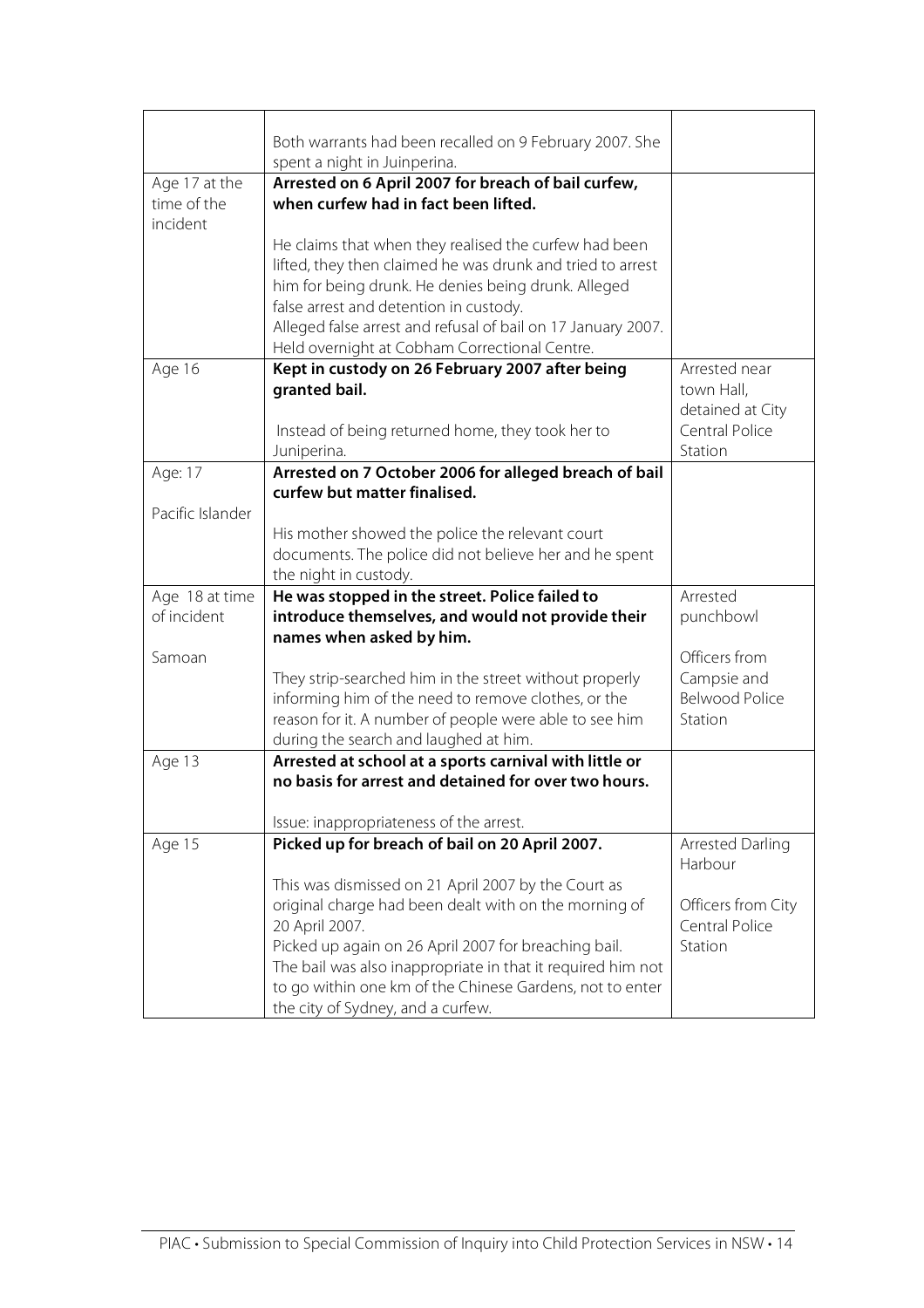| | | |
|---|---|---|
| | Both warrants had been recalled on 9 February 2007. She spent a night in Juinperina. | |
| Age 17 at the time of the incident | **Arrested on 6 April 2007 for breach of bail curfew, when curfew had in fact been lifted.**<br><br>He claims that when they realised the curfew had been lifted, they then claimed he was drunk and tried to arrest him for being drunk. He denies being drunk. Alleged false arrest and detention in custody.<br>Alleged false arrest and refusal of bail on 17 January 2007. Held overnight at Cobham Correctional Centre. | |
| Age 16 | **Kept in custody on 26 February 2007 after being granted bail.**<br><br>Instead of being returned home, they took her to Juniperina. | Arrested near town Hall, detained at City Central Police Station |
| Age: 17<br><br>Pacific Islander | **Arrested on 7 October 2006 for alleged breach of bail curfew but matter finalised.**<br><br>His mother showed the police the relevant court documents. The police did not believe her and he spent the night in custody. | |
| Age 18 at time of incident<br><br>Samoan | **He was stopped in the street. Police failed to introduce themselves, and would not provide their names when asked by him.**<br><br>They strip-searched him in the street without properly informing him of the need to remove clothes, or the reason for it. A number of people were able to see him during the search and laughed at him. | Arrested punchbowl<br><br>Officers from Campsie and Belwood Police Station |
| Age 13 | **Arrested at school at a sports carnival with little or no basis for arrest and detained for over two hours.**<br><br>Issue: inappropriateness of the arrest. | |
| Age 15 | **Picked up for breach of bail on 20 April 2007.**<br><br>This was dismissed on 21 April 2007 by the Court as original charge had been dealt with on the morning of 20 April 2007.<br>Picked up again on 26 April 2007 for breaching bail.<br>The bail was also inappropriate in that it required him not to go within one km of the Chinese Gardens, not to enter the city of Sydney, and a curfew. | Arrested Darling Harbour<br><br>Officers from City Central Police Station |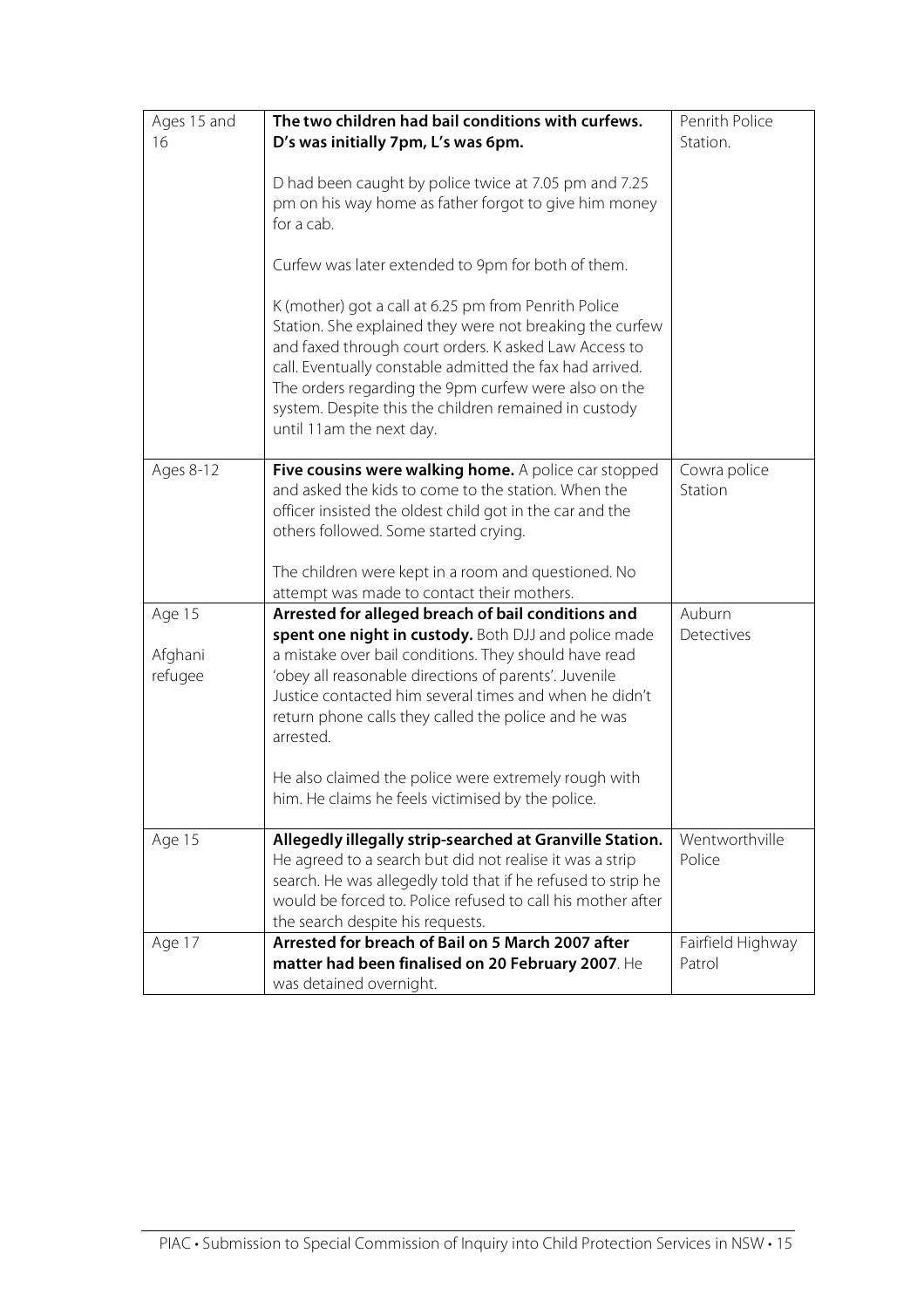| Ages 15 and 16 | **The two children had bail conditions with curfews. D's was initially 7pm, L's was 6pm.**<br><br>D had been caught by police twice at 7.05 pm and 7.25 pm on his way home as father forgot to give him money for a cab.<br><br>Curfew was later extended to 9pm for both of them.<br><br>K (mother) got a call at 6.25 pm from Penrith Police Station. She explained they were not breaking the curfew and faxed through court orders. K asked Law Access to call. Eventually constable admitted the fax had arrived. The orders regarding the 9pm curfew were also on the system. Despite this the children remained in custody until 11am the next day. | Penrith Police Station. |
|---|---|---|
| Ages 8-12 | **Five cousins were walking home.** A police car stopped and asked the kids to come to the station. When the officer insisted the oldest child got in the car and the others followed. Some started crying.<br><br>The children were kept in a room and questioned. No attempt was made to contact their mothers. | Cowra police Station |
| Age 15<br><br>Afghani refugee | **Arrested for alleged breach of bail conditions and spent one night in custody.** Both DJJ and police made a mistake over bail conditions. They should have read 'obey all reasonable directions of parents'. Juvenile Justice contacted him several times and when he didn't return phone calls they called the police and he was arrested.<br><br>He also claimed the police were extremely rough with him. He claims he feels victimised by the police. | Auburn Detectives |
| Age 15 | **Allegedly illegally strip-searched at Granville Station.** He agreed to a search but did not realise it was a strip search. He was allegedly told that if he refused to strip he would be forced to. Police refused to call his mother after the search despite his requests. | Wentworthville Police |
| Age 17 | **Arrested for breach of Bail on 5 March 2007 after matter had been finalised on 20 February 2007**. He was detained overnight. | Fairfield Highway Patrol |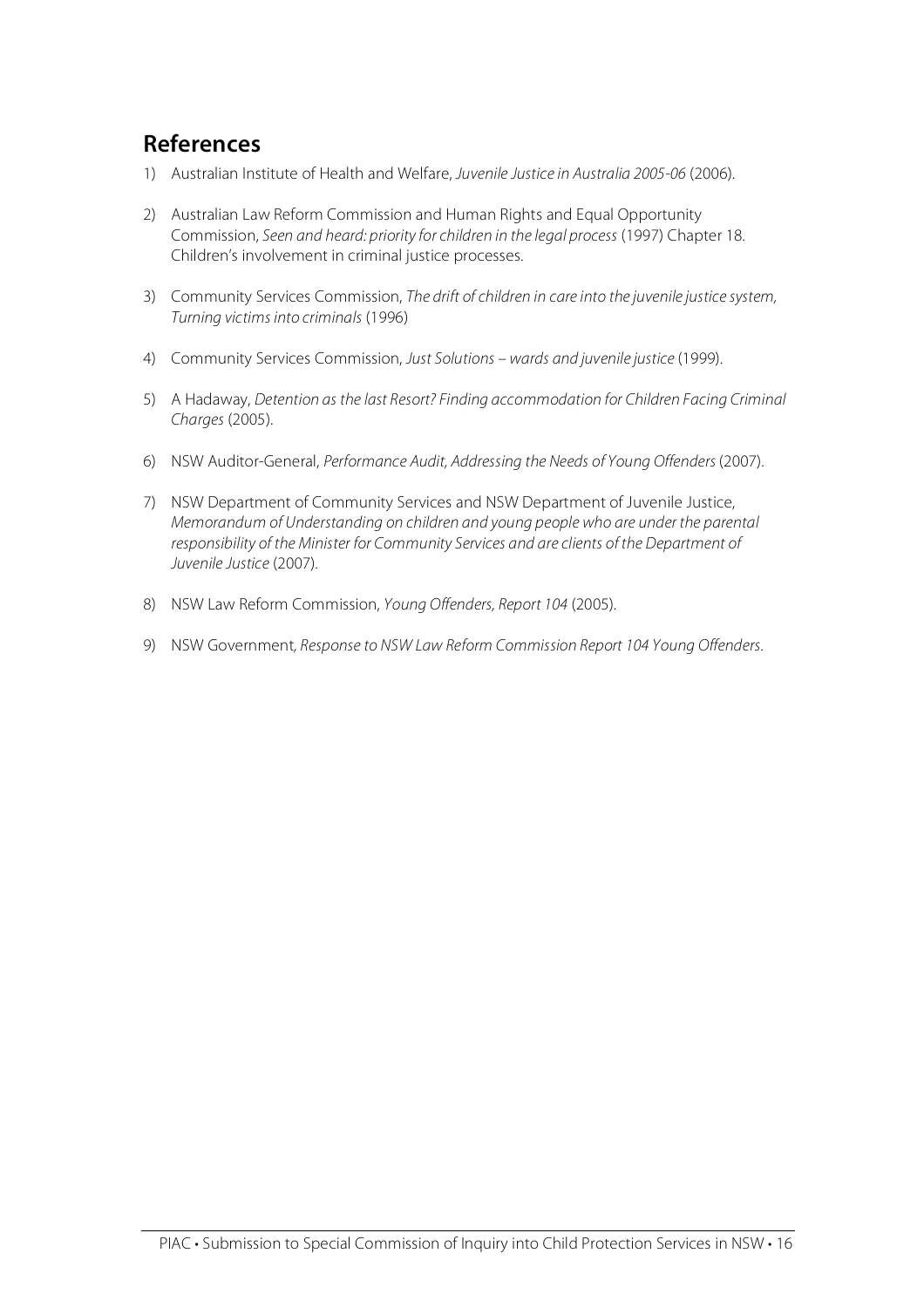## References

1) Australian Institute of Health and Welfare, *Juvenile Justice in Australia 2005-06* (2006).

2) Australian Law Reform Commission and Human Rights and Equal Opportunity Commission, *Seen and heard: priority for children in the legal process* (1997) Chapter 18. Children's involvement in criminal justice processes.

3) Community Services Commission, *The drift of children in care into the juvenile justice system, Turning victims into criminals* (1996)

4) Community Services Commission, *Just Solutions – wards and juvenile justice* (1999).

5) A Hadaway, *Detention as the last Resort? Finding accommodation for Children Facing Criminal Charges* (2005).

6) NSW Auditor-General, *Performance Audit, Addressing the Needs of Young Offenders* (2007).

7) NSW Department of Community Services and NSW Department of Juvenile Justice, *Memorandum of Understanding on children and young people who are under the parental responsibility of the Minister for Community Services and are clients of the Department of Juvenile Justice* (2007).

8) NSW Law Reform Commission, *Young Offenders, Report 104* (2005).

9) NSW Government, *Response to NSW Law Reform Commission Report 104 Young Offenders*.